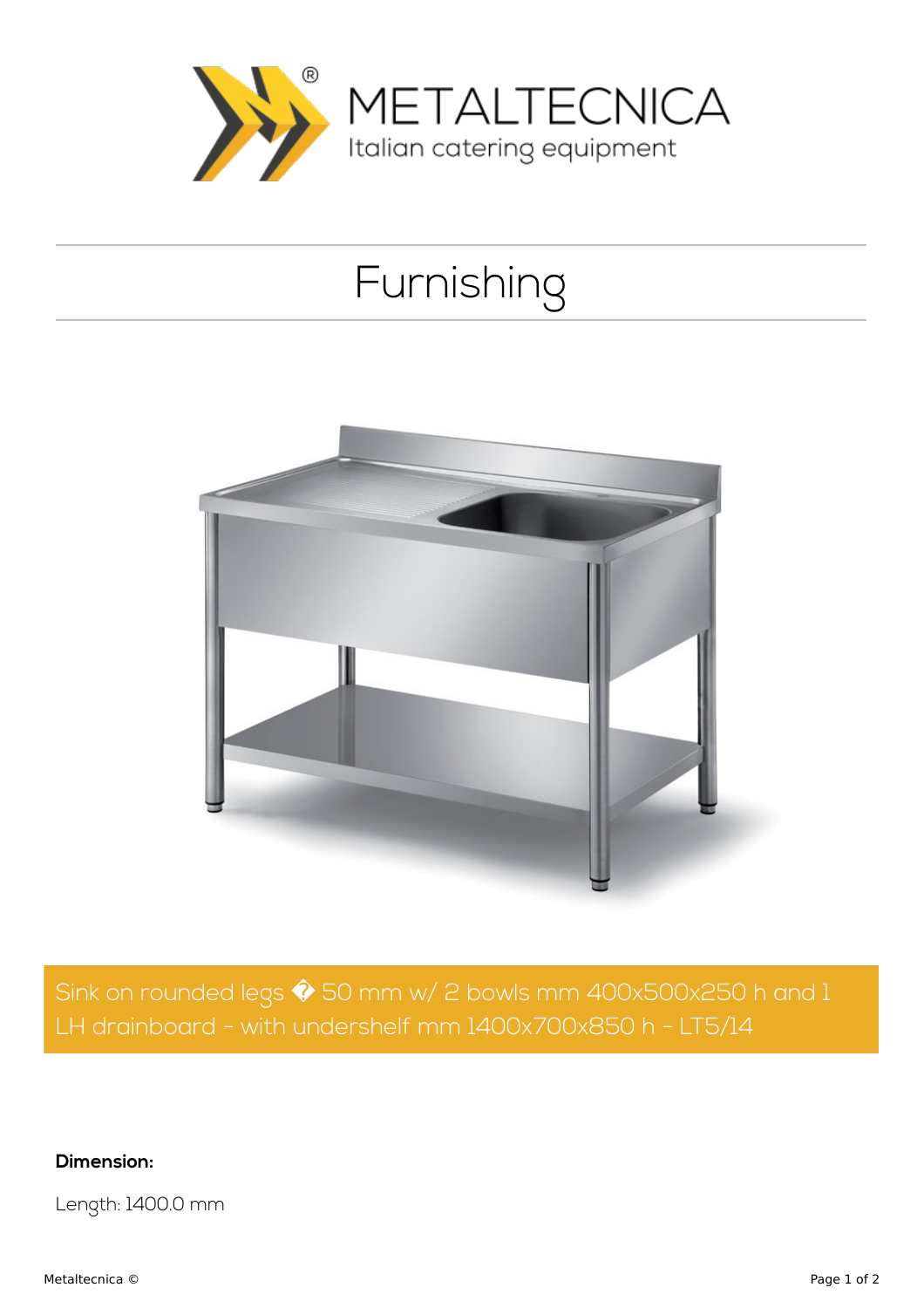METALTECNICA

Italian catering equipment

# Furnishing

Sink on rounded legs � 50 mm w/ 2 bowls mm 400x500x250 h and 1 LH drainboard - with undershelf mm 1400x700x850 h - LT5/14

**Dimension:**

Length: 1400.0 mm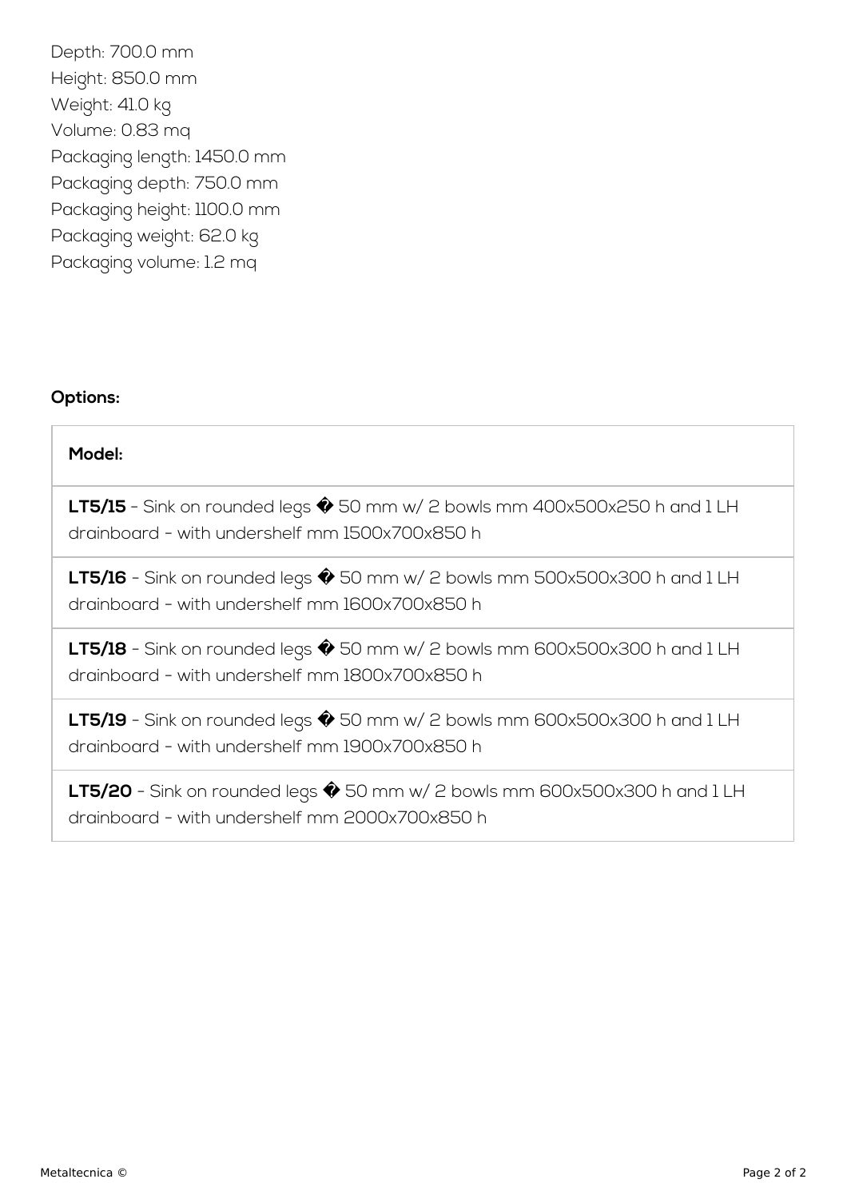Depth: 700.0 mm
Height: 850.0 mm
Weight: 41.0 kg
Volume: 0.83 mq
Packaging length: 1450.0 mm
Packaging depth: 750.0 mm
Packaging height: 1100.0 mm
Packaging weight: 62.0 kg
Packaging volume: 1.2 mq

**Options:**

| **Model:** |
| --- |
| **LT5/15** - Sink on rounded legs � 50 mm w/ 2 bowls mm 400x500x250 h and 1 LH drainboard - with undershelf mm 1500x700x850 h |
| **LT5/16** - Sink on rounded legs � 50 mm w/ 2 bowls mm 500x500x300 h and 1 LH drainboard - with undershelf mm 1600x700x850 h |
| **LT5/18** - Sink on rounded legs � 50 mm w/ 2 bowls mm 600x500x300 h and 1 LH drainboard - with undershelf mm 1800x700x850 h |
| **LT5/19** - Sink on rounded legs � 50 mm w/ 2 bowls mm 600x500x300 h and 1 LH drainboard - with undershelf mm 1900x700x850 h |
| **LT5/20** - Sink on rounded legs � 50 mm w/ 2 bowls mm 600x500x300 h and 1 LH drainboard - with undershelf mm 2000x700x850 h |

Metaltecnica ©